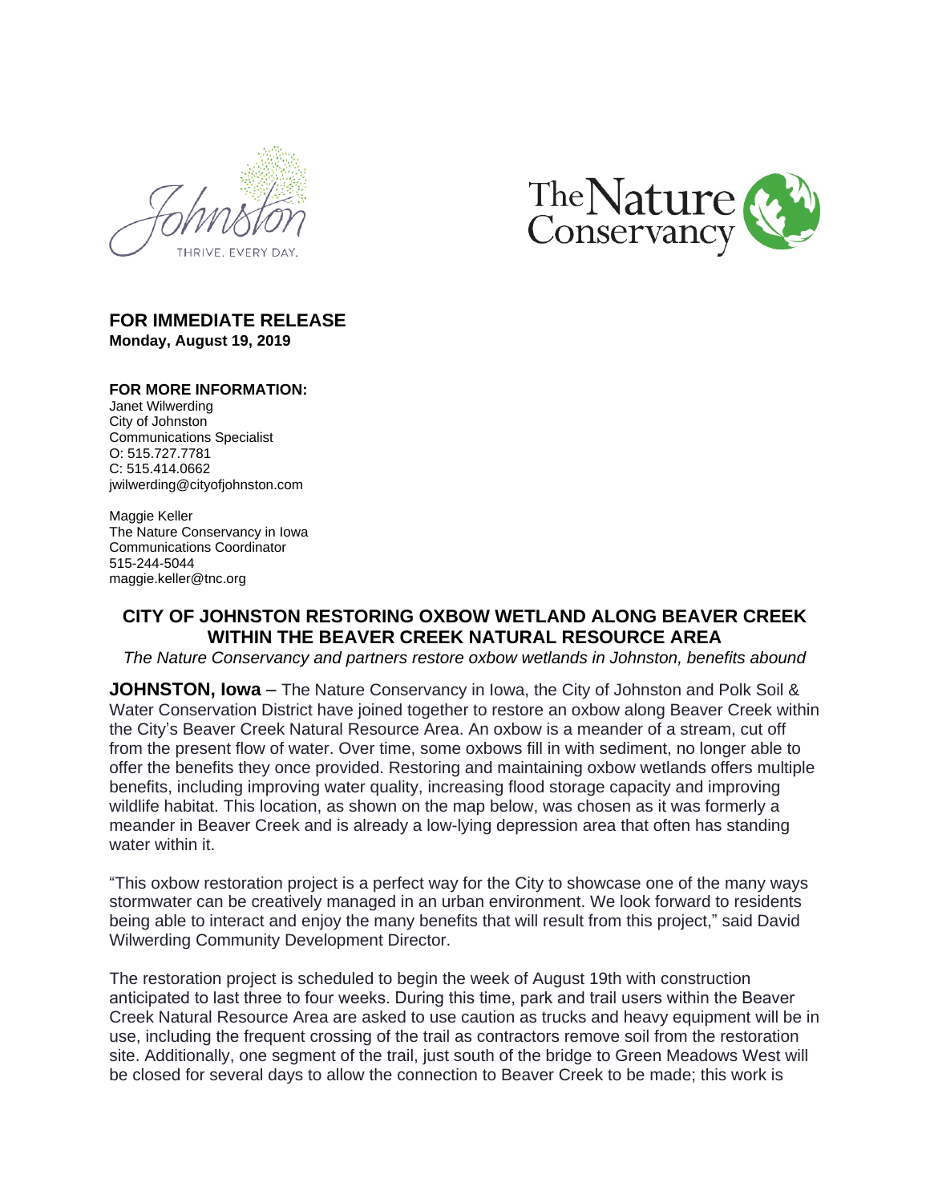**FOR IMMEDIATE RELEASE**
**Monday, August 19, 2019**

**FOR MORE INFORMATION:**
Janet Wilwerding
City of Johnston
Communications Specialist
O: 515.727.7781
C: 515.414.0662
jwilwerding@cityofjohnston.com

Maggie Keller
The Nature Conservancy in Iowa
Communications Coordinator
515-244-5044
maggie.keller@tnc.org

# CITY OF JOHNSTON RESTORING OXBOW WETLAND ALONG BEAVER CREEK WITHIN THE BEAVER CREEK NATURAL RESOURCE AREA

*The Nature Conservancy and partners restore oxbow wetlands in Johnston, benefits abound*

**JOHNSTON, Iowa** – The Nature Conservancy in Iowa, the City of Johnston and Polk Soil & Water Conservation District have joined together to restore an oxbow along Beaver Creek within the City's Beaver Creek Natural Resource Area. An oxbow is a meander of a stream, cut off from the present flow of water. Over time, some oxbows fill in with sediment, no longer able to offer the benefits they once provided. Restoring and maintaining oxbow wetlands offers multiple benefits, including improving water quality, increasing flood storage capacity and improving wildlife habitat. This location, as shown on the map below, was chosen as it was formerly a meander in Beaver Creek and is already a low-lying depression area that often has standing water within it.

"This oxbow restoration project is a perfect way for the City to showcase one of the many ways stormwater can be creatively managed in an urban environment. We look forward to residents being able to interact and enjoy the many benefits that will result from this project," said David Wilwerding Community Development Director.

The restoration project is scheduled to begin the week of August 19th with construction anticipated to last three to four weeks. During this time, park and trail users within the Beaver Creek Natural Resource Area are asked to use caution as trucks and heavy equipment will be in use, including the frequent crossing of the trail as contractors remove soil from the restoration site. Additionally, one segment of the trail, just south of the bridge to Green Meadows West will be closed for several days to allow the connection to Beaver Creek to be made; this work is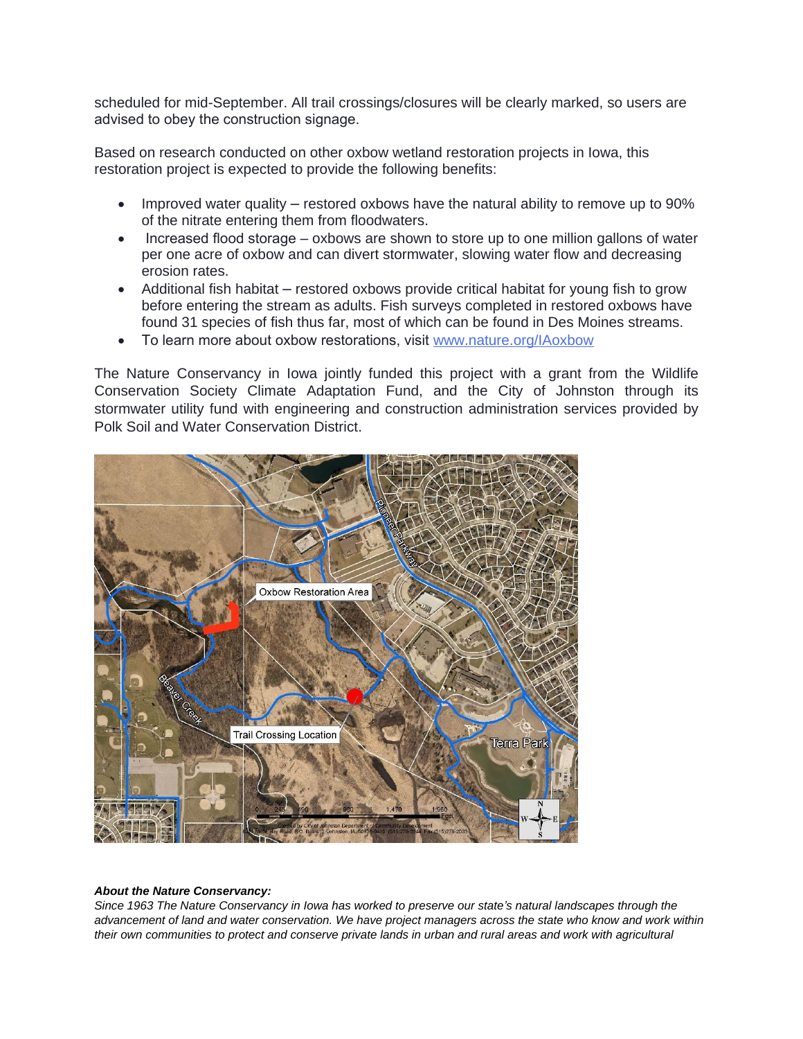scheduled for mid-September. All trail crossings/closures will be clearly marked, so users are advised to obey the construction signage.

Based on research conducted on other oxbow wetland restoration projects in Iowa, this restoration project is expected to provide the following benefits:

- Improved water quality – restored oxbows have the natural ability to remove up to 90% of the nitrate entering them from floodwaters.
- Increased flood storage – oxbows are shown to store up to one million gallons of water per one acre of oxbow and can divert stormwater, slowing water flow and decreasing erosion rates.
- Additional fish habitat – restored oxbows provide critical habitat for young fish to grow before entering the stream as adults. Fish surveys completed in restored oxbows have found 31 species of fish thus far, most of which can be found in Des Moines streams.
- To learn more about oxbow restorations, visit [www.nature.org/IAoxbow](http://www.nature.org/IAoxbow)

The Nature Conservancy in Iowa jointly funded this project with a grant from the Wildlife Conservation Society Climate Adaptation Fund, and the City of Johnston through its stormwater utility fund with engineering and construction administration services provided by Polk Soil and Water Conservation District.

***About the Nature Conservancy:***

*Since 1963 The Nature Conservancy in Iowa has worked to preserve our state's natural landscapes through the advancement of land and water conservation. We have project managers across the state who know and work within their own communities to protect and conserve private lands in urban and rural areas and work with agricultural*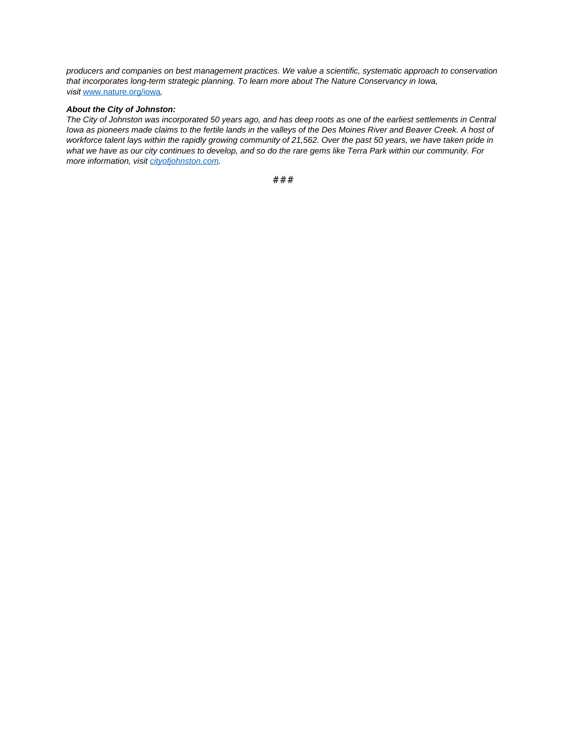*producers and companies on best management practices. We value a scientific, systematic approach to conservation that incorporates long-term strategic planning. To learn more about The Nature Conservancy in Iowa, visit [www.nature.org/iowa](http://www.nature.org/iowa).*

***About the City of Johnston:***

*The City of Johnston was incorporated 50 years ago, and has deep roots as one of the earliest settlements in Central Iowa as pioneers made claims to the fertile lands in the valleys of the Des Moines River and Beaver Creek. A host of workforce talent lays within the rapidly growing community of 21,562. Over the past 50 years, we have taken pride in what we have as our city continues to develop, and so do the rare gems like Terra Park within our community. For more information, visit [cityofjohnston.com](http://cityofjohnston.com).*

###